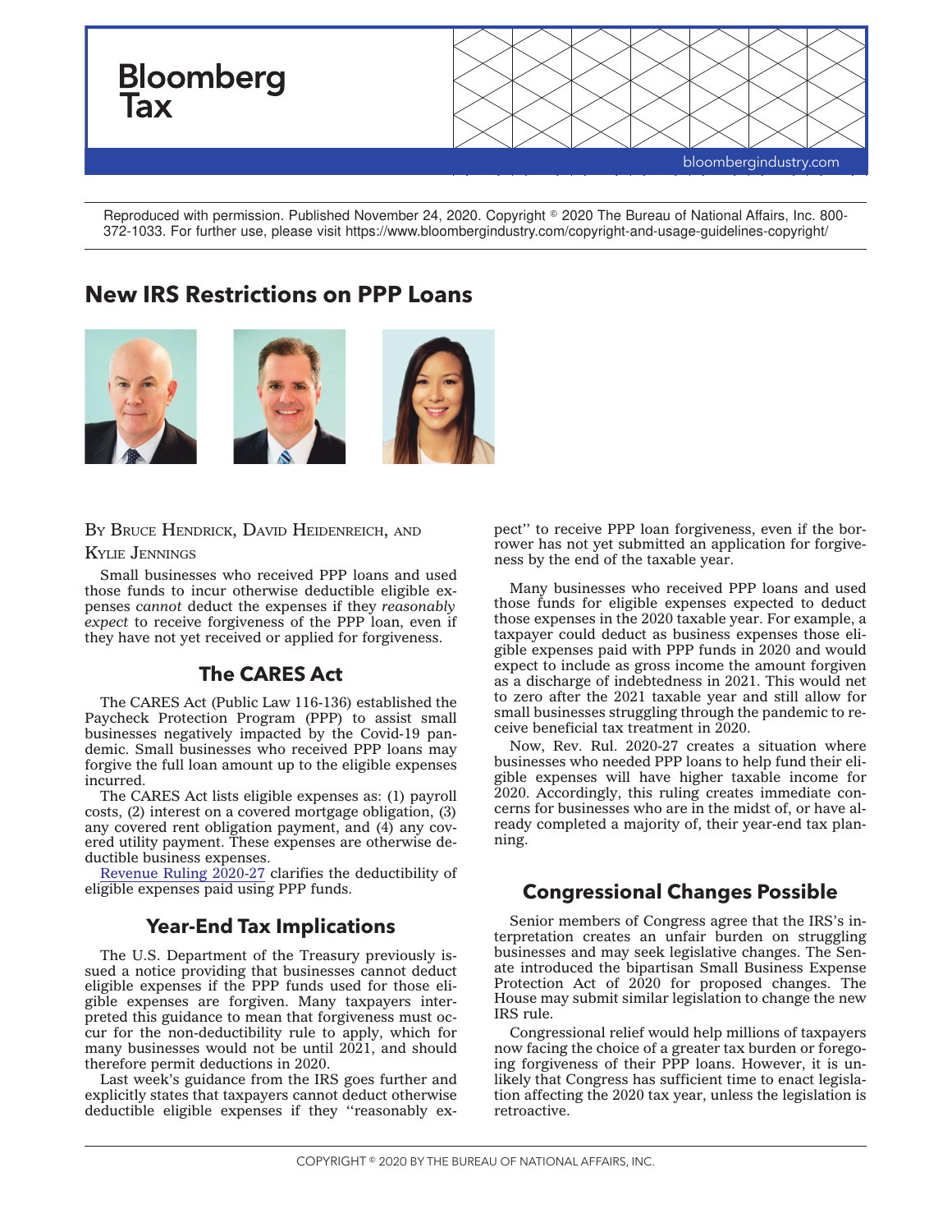Bloomberg Tax

Reproduced with permission. Published November 24, 2020. Copyright © 2020 The Bureau of National Affairs, Inc. 800-372-1033. For further use, please visit https://www.bloombergindustry.com/copyright-and-usage-guidelines-copyright/

# New IRS Restrictions on PPP Loans

By Bruce Hendrick, David Heidenreich, and Kylie Jennings

Small businesses who received PPP loans and used those funds to incur otherwise deductible eligible expenses *cannot* deduct the expenses if they *reasonably expect* to receive forgiveness of the PPP loan, even if they have not yet received or applied for forgiveness.

## The CARES Act

The CARES Act (Public Law 116-136) established the Paycheck Protection Program (PPP) to assist small businesses negatively impacted by the Covid-19 pandemic. Small businesses who received PPP loans may forgive the full loan amount up to the eligible expenses incurred.

The CARES Act lists eligible expenses as: (1) payroll costs, (2) interest on a covered mortgage obligation, (3) any covered rent obligation payment, and (4) any covered utility payment. These expenses are otherwise deductible business expenses.

Revenue Ruling 2020-27 clarifies the deductibility of eligible expenses paid using PPP funds.

## Year-End Tax Implications

The U.S. Department of the Treasury previously issued a notice providing that businesses cannot deduct eligible expenses if the PPP funds used for those eligible expenses are forgiven. Many taxpayers interpreted this guidance to mean that forgiveness must occur for the non-deductibility rule to apply, which for many businesses would not be until 2021, and should therefore permit deductions in 2020.

Last week's guidance from the IRS goes further and explicitly states that taxpayers cannot deduct otherwise deductible eligible expenses if they "reasonably expect" to receive PPP loan forgiveness, even if the borrower has not yet submitted an application for forgiveness by the end of the taxable year.

Many businesses who received PPP loans and used those funds for eligible expenses expected to deduct those expenses in the 2020 taxable year. For example, a taxpayer could deduct as business expenses those eligible expenses paid with PPP funds in 2020 and would expect to include as gross income the amount forgiven as a discharge of indebtedness in 2021. This would net to zero after the 2021 taxable year and still allow for small businesses struggling through the pandemic to receive beneficial tax treatment in 2020.

Now, Rev. Rul. 2020-27 creates a situation where businesses who needed PPP loans to help fund their eligible expenses will have higher taxable income for 2020. Accordingly, this ruling creates immediate concerns for businesses who are in the midst of, or have already completed a majority of, their year-end tax planning.

## Congressional Changes Possible

Senior members of Congress agree that the IRS's interpretation creates an unfair burden on struggling businesses and may seek legislative changes. The Senate introduced the bipartisan Small Business Expense Protection Act of 2020 for proposed changes. The House may submit similar legislation to change the new IRS rule.

Congressional relief would help millions of taxpayers now facing the choice of a greater tax burden or foregoing forgiveness of their PPP loans. However, it is unlikely that Congress has sufficient time to enact legislation affecting the 2020 tax year, unless the legislation is retroactive.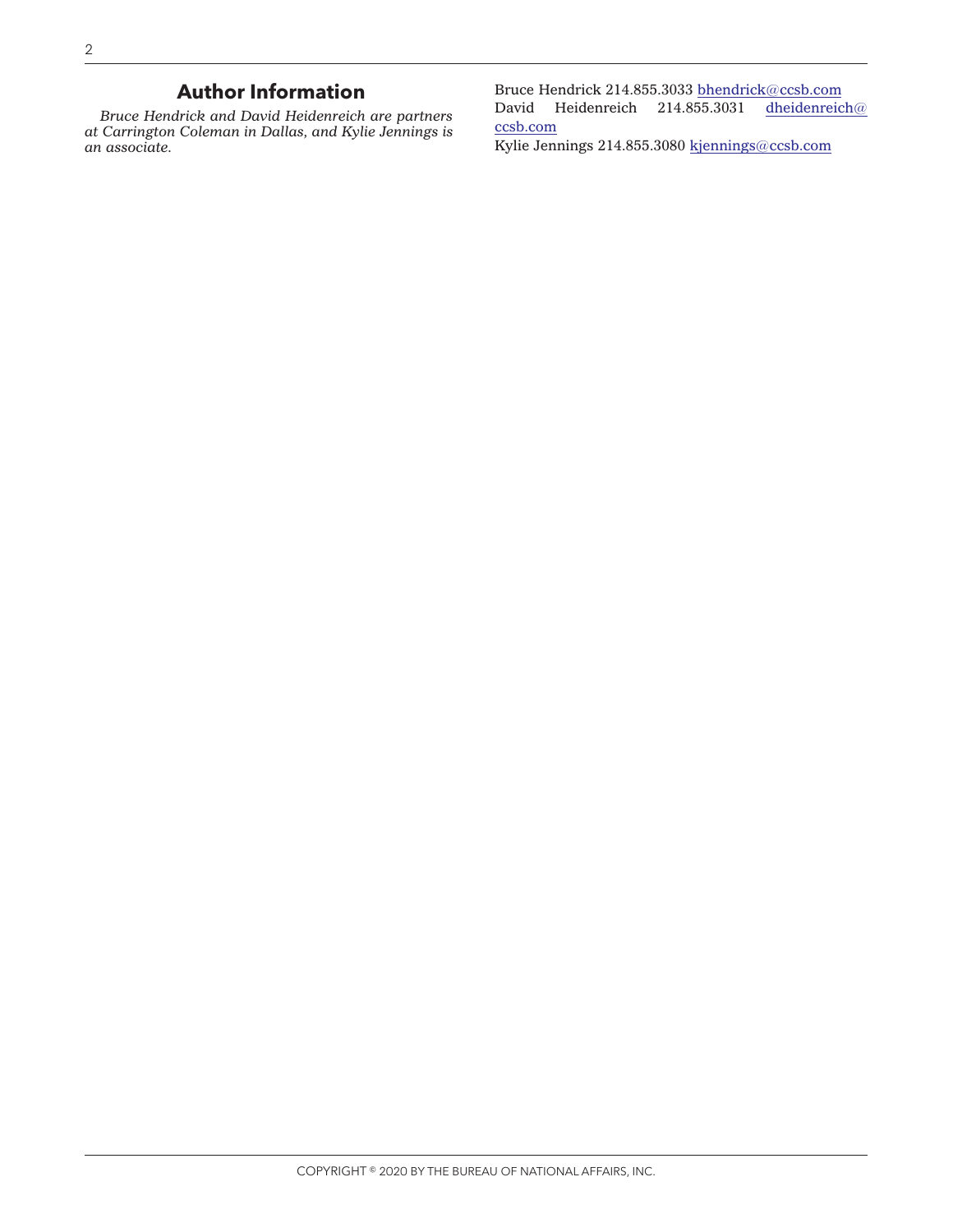## Author Information

*Bruce Hendrick and David Heidenreich are partners at Carrington Coleman in Dallas, and Kylie Jennings is an associate.*

Bruce Hendrick 214.855.3033 bhendrick@ccsb.com
David Heidenreich 214.855.3031 dheidenreich@ccsb.com
Kylie Jennings 214.855.3080 kjennings@ccsb.com